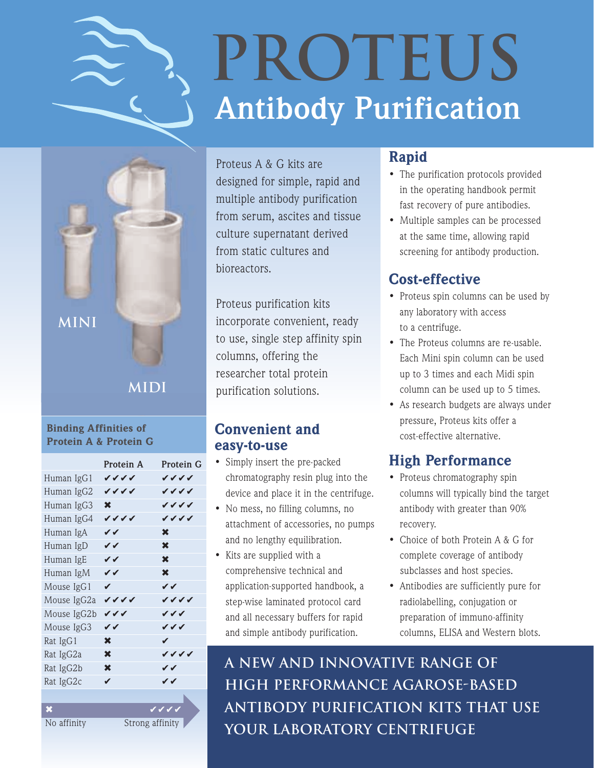# PROTEUS

## Antibody Purification

MINI

MIDI

Proteus A & G kits are designed for simple, rapid and multiple antibody purification from serum, ascites and tissue culture supernatant derived from static cultures and bioreactors.

Proteus purification kits incorporate convenient, ready to use, single step affinity spin columns, offering the researcher total protein purification solutions.

### Convenient and easy-to-use

- Simply insert the pre-packed chromatography resin plug into the device and place it in the centrifuge.
- No mess, no filling columns, no attachment of accessories, no pumps and no lengthy equilibration.
- Kits are supplied with a comprehensive technical and application-supported handbook, a step-wise laminated protocol card and all necessary buffers for rapid and simple antibody purification.

### Rapid

- The purification protocols provided in the operating handbook permit fast recovery of pure antibodies.
- Multiple samples can be processed at the same time, allowing rapid screening for antibody production.

### Cost-effective

- Proteus spin columns can be used by any laboratory with access to a centrifuge.
- The Proteus columns are re-usable. Each Mini spin column can be used up to 3 times and each Midi spin column can be used up to 5 times.
- As research budgets are always under pressure, Proteus kits offer a cost-effective alternative.

### High Performance

- Proteus chromatography spin columns will typically bind the target antibody with greater than 90% recovery.
- Choice of both Protein A & G for complete coverage of antibody subclasses and host species.
- Antibodies are sufficiently pure for radiolabelling, conjugation or preparation of immuno-affinity columns, ELISA and Western blots.

**Binding Affinities of Protein A & Protein G**

| | Protein A | Protein G |
|---|---|---|
| Human IgG1 | ✔✔✔✔ | ✔✔✔✔ |
| Human IgG2 | ✔✔✔✔ | ✔✔✔✔ |
| Human IgG3 | ✖ | ✔✔✔✔ |
| Human IgG4 | ✔✔✔✔ | ✔✔✔✔ |
| Human IgA | ✔✔ | ✖ |
| Human IgD | ✔✔ | ✖ |
| Human IgE | ✔✔ | ✖ |
| Human IgM | ✔✔ | ✖ |
| Mouse IgG1 | ✔ | ✔✔ |
| Mouse IgG2a | ✔✔✔✔ | ✔✔✔✔ |
| Mouse IgG2b | ✔✔✔ | ✔✔✔ |
| Mouse IgG3 | ✔✔ | ✔✔✔ |
| Rat IgG1 | ✖ | ✔ |
| Rat IgG2a | ✖ | ✔✔✔✔ |
| Rat IgG2b | ✖ | ✔✔ |
| Rat IgG2c | ✔ | ✔✔ |

✖ No affinity → ✔✔✔✔ Strong affinity

**A NEW AND INNOVATIVE RANGE OF HIGH PERFORMANCE AGAROSE-BASED ANTIBODY PURIFICATION KITS THAT USE YOUR LABORATORY CENTRIFUGE**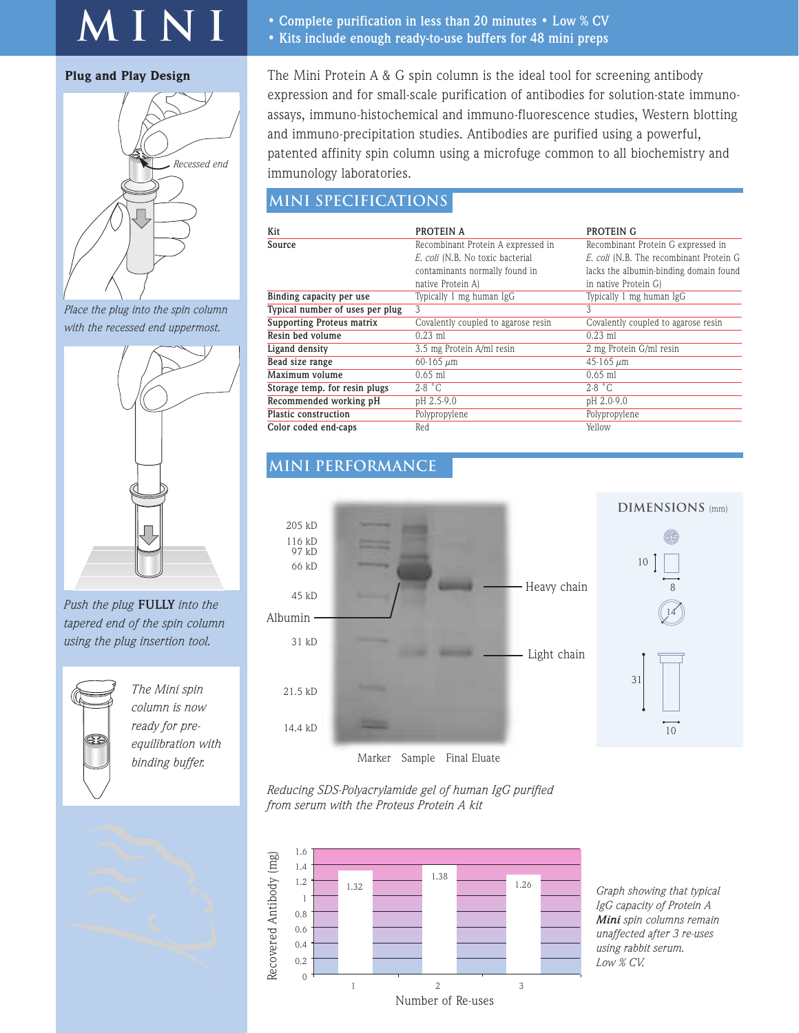# MINI

- Complete purification in less than 20 minutes • Low % CV
- Kits include enough ready-to-use buffers for 48 mini preps

### Plug and Play Design

Recessed end

*Place the plug into the spin column with the recessed end uppermost.*

*Push the plug* **FULLY** *into the tapered end of the spin column using the plug insertion tool.*

*The Mini spin column is now ready for pre-equilibration with binding buffer.*

The Mini Protein A & G spin column is the ideal tool for screening antibody expression and for small-scale purification of antibodies for solution-state immuno-assays, immuno-histochemical and immuno-fluorescence studies, Western blotting and immuno-precipitation studies. Antibodies are purified using a powerful, patented affinity spin column using a microfuge common to all biochemistry and immunology laboratories.

## MINI SPECIFICATIONS

| Kit | PROTEIN A | PROTEIN G |
|---|---|---|
| Source | Recombinant Protein A expressed in *E. coli* (N.B. No toxic bacterial contaminants normally found in native Protein A) | Recombinant Protein G expressed in *E. coli* (N.B. The recombinant Protein G lacks the albumin-binding domain found in native Protein G) |
| Binding capacity per use | Typically 1 mg human IgG | Typically 1 mg human IgG |
| Typical number of uses per plug | 3 | 3 |
| Supporting Proteus matrix | Covalently coupled to agarose resin | Covalently coupled to agarose resin |
| Resin bed volume | 0.23 ml | 0.23 ml |
| Ligand density | 3.5 mg Protein A/ml resin | 2 mg Protein G/ml resin |
| Bead size range | 60-165 μm | 45-165 μm |
| Maximum volume | 0.65 ml | 0.65 ml |
| Storage temp. for resin plugs | 2-8 °C | 2-8 °C |
| Recommended working pH | pH 2.5-9.0 | pH 2.0-9.0 |
| Plastic construction | Polypropylene | Polypropylene |
| Color coded end-caps | Red | Yellow |

## MINI PERFORMANCE

205 kD, 116 kD, 97 kD, 66 kD, 45 kD, 31 kD, 21.5 kD, 14.4 kD

Albumin — Heavy chain — Light chain

Marker Sample Final Eluate

*Reducing SDS-Polyacrylamide gel of human IgG purified from serum with the Proteus Protein A kit*

### DIMENSIONS (mm)

10, 8, 14, 31, 10

| Number of Re-uses | Recovered Antibody (mg) |
|---|---|
| 1 | 1.32 |
| 2 | 1.38 |
| 3 | 1.26 |

*Graph showing that typical IgG capacity of Protein A* ***Mini*** *spin columns remain unaffected after 3 re-uses using rabbit serum. Low % CV.*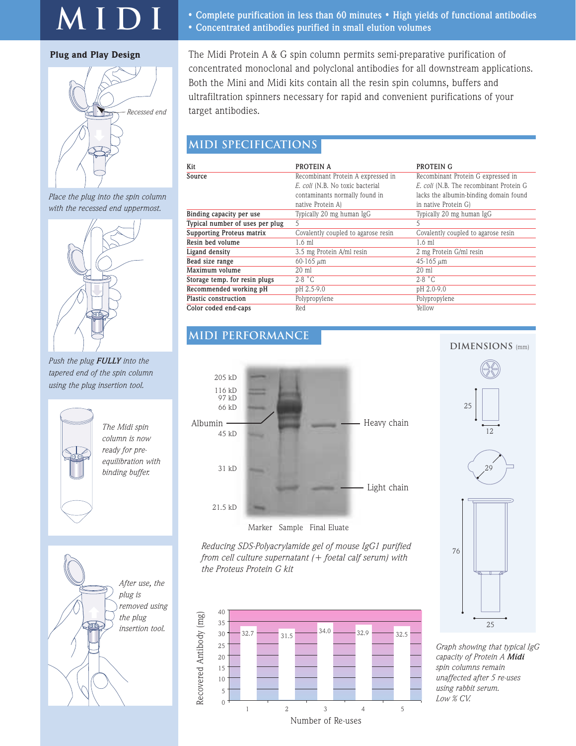# MIDI

- Complete purification in less than 60 minutes • High yields of functional antibodies
- Concentrated antibodies purified in small elution volumes

The Midi Protein A & G spin column permits semi-preparative purification of concentrated monoclonal and polyclonal antibodies for all downstream applications. Both the Mini and Midi kits contain all the resin spin columns, buffers and ultrafiltration spinners necessary for rapid and convenient purifications of your target antibodies.

## Plug and Play Design

*Place the plug into the spin column with the recessed end uppermost.*

*Push the plug **FULLY** into the tapered end of the spin column using the plug insertion tool.*

*The Midi spin column is now ready for pre-equilibration with binding buffer.*

*After use, the plug is removed using the plug insertion tool.*

## MIDI SPECIFICATIONS

| Kit | PROTEIN A | PROTEIN G |
|---|---|---|
| Source | Recombinant Protein A expressed in *E. coli* (N.B. No toxic bacterial contaminants normally found in native Protein A) | Recombinant Protein G expressed in *E. coli* (N.B. The recombinant Protein G lacks the albumin-binding domain found in native Protein G) |
| Binding capacity per use | Typically 20 mg human IgG | Typically 20 mg human IgG |
| Typical number of uses per plug | 5 | 5 |
| Supporting Proteus matrix | Covalently coupled to agarose resin | Covalently coupled to agarose resin |
| Resin bed volume | 1.6 ml | 1.6 ml |
| Ligand density | 3.5 mg Protein A/ml resin | 2 mg Protein G/ml resin |
| Bead size range | 60-165 µm | 45-165 µm |
| Maximum volume | 20 ml | 20 ml |
| Storage temp. for resin plugs | 2-8 °C | 2-8 °C |
| Recommended working pH | pH 2.5-9.0 | pH 2.0-9.0 |
| Plastic construction | Polypropylene | Polypropylene |
| Color coded end-caps | Red | Yellow |

## MIDI PERFORMANCE

*Reducing SDS-Polyacrylamide gel of mouse IgG1 purified from cell culture supernatant (+ foetal calf serum) with the Proteus Protein G kit*

| Number of Re-uses | 1 | 2 | 3 | 4 | 5 |
|---|---|---|---|---|---|
| Recovered Antibody (mg) | 32.7 | 31.5 | 34.0 | 32.9 | 32.5 |

*Graph showing that typical IgG capacity of Protein A **Midi** spin columns remain unaffected after 5 re-uses using rabbit serum. Low % CV.*

## DIMENSIONS (mm)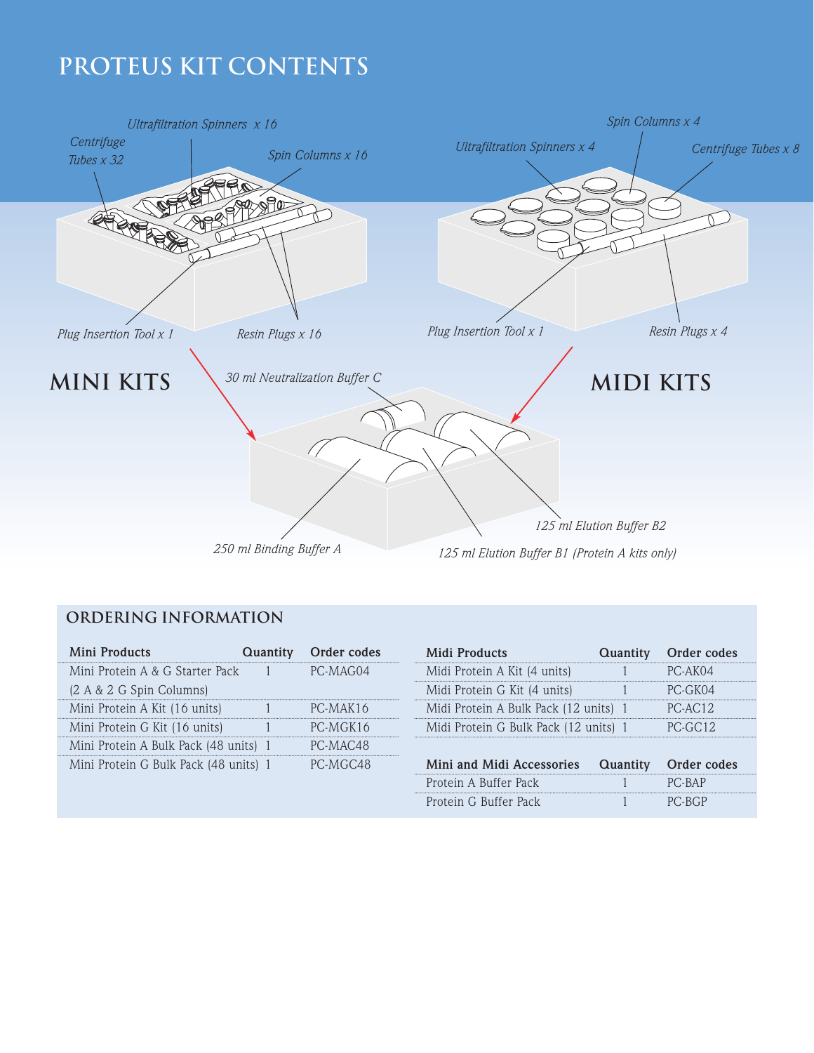# PROTEUS KIT CONTENTS

Centrifuge Tubes x 32

Ultrafiltration Spinners x 16

Spin Columns x 16

Plug Insertion Tool x 1

Resin Plugs x 16

Ultrafiltration Spinners x 4

Spin Columns x 4

Centrifuge Tubes x 8

Plug Insertion Tool x 1

Resin Plugs x 4

## MINI KITS

## MIDI KITS

30 ml Neutralization Buffer C

250 ml Binding Buffer A

125 ml Elution Buffer B1 (Protein A kits only)

125 ml Elution Buffer B2

## ORDERING INFORMATION

| Mini Products | Quantity | Order codes |
|---|---|---|
| Mini Protein A & G Starter Pack (2 A & 2 G Spin Columns) | 1 | PC-MAG04 |
| Mini Protein A Kit (16 units) | 1 | PC-MAK16 |
| Mini Protein G Kit (16 units) | 1 | PC-MGK16 |
| Mini Protein A Bulk Pack (48 units) | 1 | PC-MAC48 |
| Mini Protein G Bulk Pack (48 units) | 1 | PC-MGC48 |

| Midi Products | Quantity | Order codes |
|---|---|---|
| Midi Protein A Kit (4 units) | 1 | PC-AK04 |
| Midi Protein G Kit (4 units) | 1 | PC-GK04 |
| Midi Protein A Bulk Pack (12 units) | 1 | PC-AC12 |
| Midi Protein G Bulk Pack (12 units) | 1 | PC-GC12 |

| Mini and Midi Accessories | Quantity | Order codes |
|---|---|---|
| Protein A Buffer Pack | 1 | PC-BAP |
| Protein G Buffer Pack | 1 | PC-BGP |